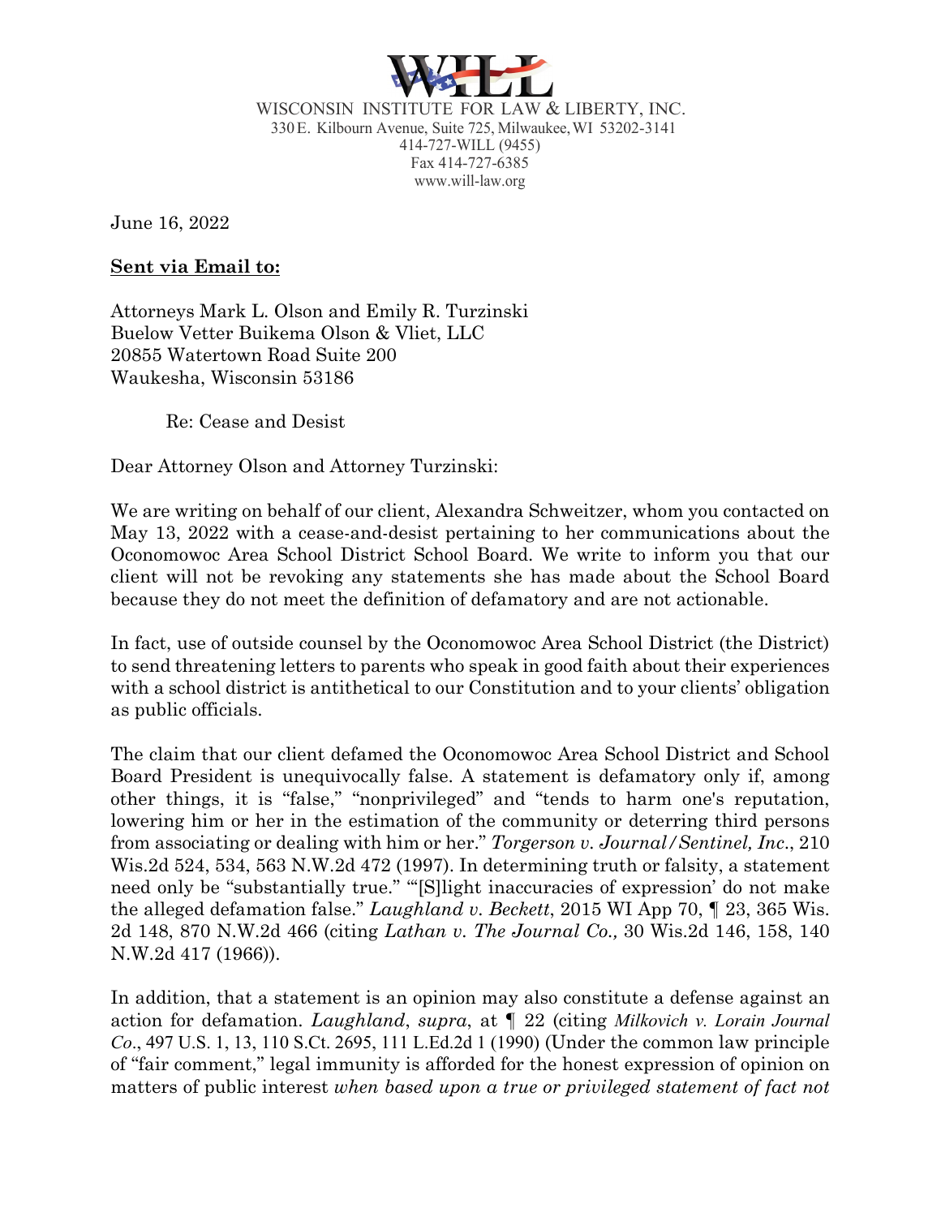WISCONSIN INSTITUTE FOR LAW & LIBERTY, INC.
330 E. Kilbourn Avenue, Suite 725, Milwaukee, WI 53202-3141
414-727-WILL (9455)
Fax 414-727-6385
www.will-law.org

June 16, 2022

**Sent via Email to:**

Attorneys Mark L. Olson and Emily R. Turzinski
Buelow Vetter Buikema Olson & Vliet, LLC
20855 Watertown Road Suite 200
Waukesha, Wisconsin 53186

Re: Cease and Desist

Dear Attorney Olson and Attorney Turzinski:

We are writing on behalf of our client, Alexandra Schweitzer, whom you contacted on May 13, 2022 with a cease-and-desist pertaining to her communications about the Oconomowoc Area School District School Board. We write to inform you that our client will not be revoking any statements she has made about the School Board because they do not meet the definition of defamatory and are not actionable.

In fact, use of outside counsel by the Oconomowoc Area School District (the District) to send threatening letters to parents who speak in good faith about their experiences with a school district is antithetical to our Constitution and to your clients' obligation as public officials.

The claim that our client defamed the Oconomowoc Area School District and School Board President is unequivocally false. A statement is defamatory only if, among other things, it is "false," "nonprivileged" and "tends to harm one's reputation, lowering him or her in the estimation of the community or deterring third persons from associating or dealing with him or her." *Torgerson v. Journal/Sentinel, Inc*., 210 Wis.2d 524, 534, 563 N.W.2d 472 (1997). In determining truth or falsity, a statement need only be "substantially true." "'[S]light inaccuracies of expression' do not make the alleged defamation false." *Laughland v. Beckett*, 2015 WI App 70, ¶ 23, 365 Wis. 2d 148, 870 N.W.2d 466 (citing *Lathan v. The Journal Co.,* 30 Wis.2d 146, 158, 140 N.W.2d 417 (1966)).

In addition, that a statement is an opinion may also constitute a defense against an action for defamation. *Laughland*, *supra*, at ¶ 22 (citing *Milkovich v. Lorain Journal Co*., 497 U.S. 1, 13, 110 S.Ct. 2695, 111 L.Ed.2d 1 (1990) (Under the common law principle of "fair comment," legal immunity is afforded for the honest expression of opinion on matters of public interest *when based upon a true or privileged statement of fact not*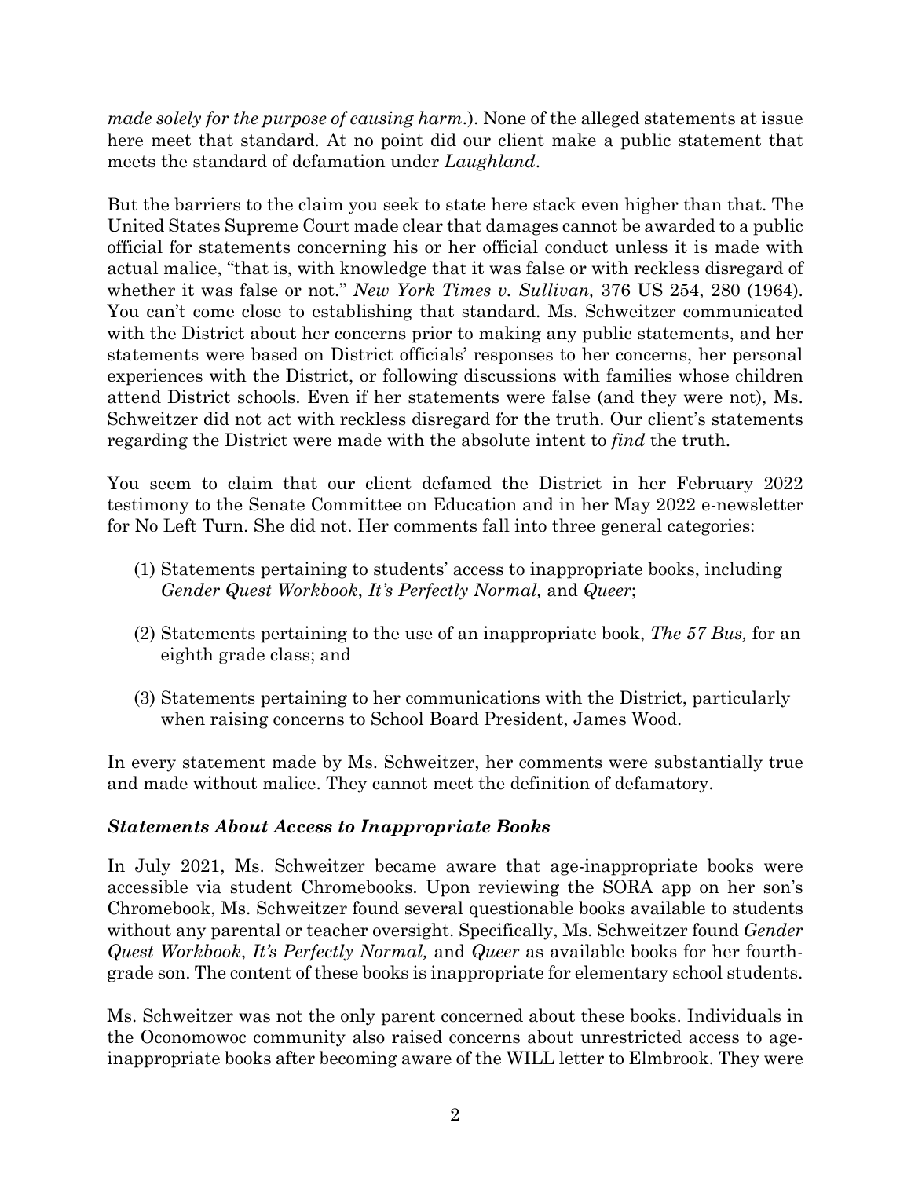*made solely for the purpose of causing harm*.). None of the alleged statements at issue here meet that standard. At no point did our client make a public statement that meets the standard of defamation under *Laughland*.

But the barriers to the claim you seek to state here stack even higher than that. The United States Supreme Court made clear that damages cannot be awarded to a public official for statements concerning his or her official conduct unless it is made with actual malice, "that is, with knowledge that it was false or with reckless disregard of whether it was false or not." *New York Times v. Sullivan,* 376 US 254, 280 (1964). You can't come close to establishing that standard. Ms. Schweitzer communicated with the District about her concerns prior to making any public statements, and her statements were based on District officials' responses to her concerns, her personal experiences with the District, or following discussions with families whose children attend District schools. Even if her statements were false (and they were not), Ms. Schweitzer did not act with reckless disregard for the truth. Our client's statements regarding the District were made with the absolute intent to *find* the truth.

You seem to claim that our client defamed the District in her February 2022 testimony to the Senate Committee on Education and in her May 2022 e-newsletter for No Left Turn. She did not. Her comments fall into three general categories:

(1) Statements pertaining to students' access to inappropriate books, including *Gender Quest Workbook*, *It's Perfectly Normal,* and *Queer*;

(2) Statements pertaining to the use of an inappropriate book, *The 57 Bus,* for an eighth grade class; and

(3) Statements pertaining to her communications with the District, particularly when raising concerns to School Board President, James Wood.

In every statement made by Ms. Schweitzer, her comments were substantially true and made without malice. They cannot meet the definition of defamatory.

### ***Statements About Access to Inappropriate Books***

In July 2021, Ms. Schweitzer became aware that age-inappropriate books were accessible via student Chromebooks. Upon reviewing the SORA app on her son's Chromebook, Ms. Schweitzer found several questionable books available to students without any parental or teacher oversight. Specifically, Ms. Schweitzer found *Gender Quest Workbook*, *It's Perfectly Normal,* and *Queer* as available books for her fourth-grade son. The content of these books is inappropriate for elementary school students.

Ms. Schweitzer was not the only parent concerned about these books. Individuals in the Oconomowoc community also raised concerns about unrestricted access to age-inappropriate books after becoming aware of the WILL letter to Elmbrook. They were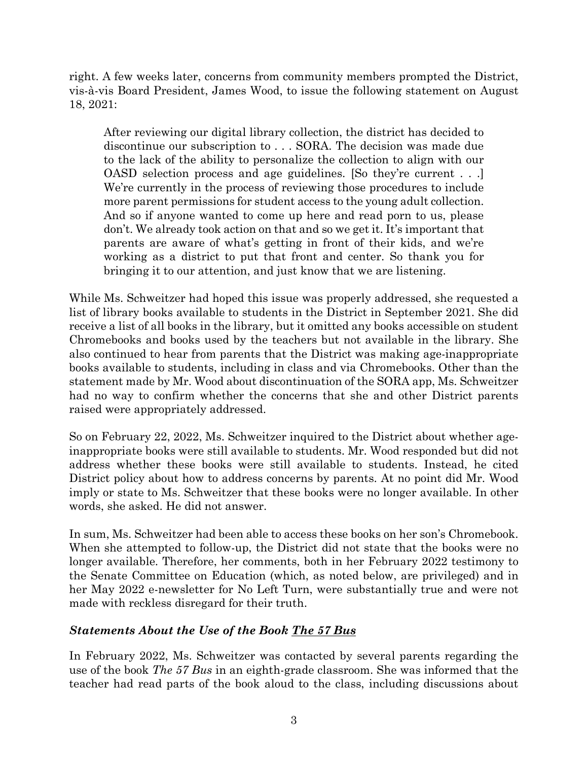right. A few weeks later, concerns from community members prompted the District, vis-à-vis Board President, James Wood, to issue the following statement on August 18, 2021:

> After reviewing our digital library collection, the district has decided to discontinue our subscription to . . . SORA. The decision was made due to the lack of the ability to personalize the collection to align with our OASD selection process and age guidelines. [So they're current . . .] We're currently in the process of reviewing those procedures to include more parent permissions for student access to the young adult collection. And so if anyone wanted to come up here and read porn to us, please don't. We already took action on that and so we get it. It's important that parents are aware of what's getting in front of their kids, and we're working as a district to put that front and center. So thank you for bringing it to our attention, and just know that we are listening.

While Ms. Schweitzer had hoped this issue was properly addressed, she requested a list of library books available to students in the District in September 2021. She did receive a list of all books in the library, but it omitted any books accessible on student Chromebooks and books used by the teachers but not available in the library. She also continued to hear from parents that the District was making age-inappropriate books available to students, including in class and via Chromebooks. Other than the statement made by Mr. Wood about discontinuation of the SORA app, Ms. Schweitzer had no way to confirm whether the concerns that she and other District parents raised were appropriately addressed.

So on February 22, 2022, Ms. Schweitzer inquired to the District about whether age-inappropriate books were still available to students. Mr. Wood responded but did not address whether these books were still available to students. Instead, he cited District policy about how to address concerns by parents. At no point did Mr. Wood imply or state to Ms. Schweitzer that these books were no longer available. In other words, she asked. He did not answer.

In sum, Ms. Schweitzer had been able to access these books on her son's Chromebook. When she attempted to follow-up, the District did not state that the books were no longer available. Therefore, her comments, both in her February 2022 testimony to the Senate Committee on Education (which, as noted below, are privileged) and in her May 2022 e-newsletter for No Left Turn, were substantially true and were not made with reckless disregard for their truth.

### ***Statements About the Use of the Book <u>The 57 Bus</u>***

In February 2022, Ms. Schweitzer was contacted by several parents regarding the use of the book *The 57 Bus* in an eighth-grade classroom. She was informed that the teacher had read parts of the book aloud to the class, including discussions about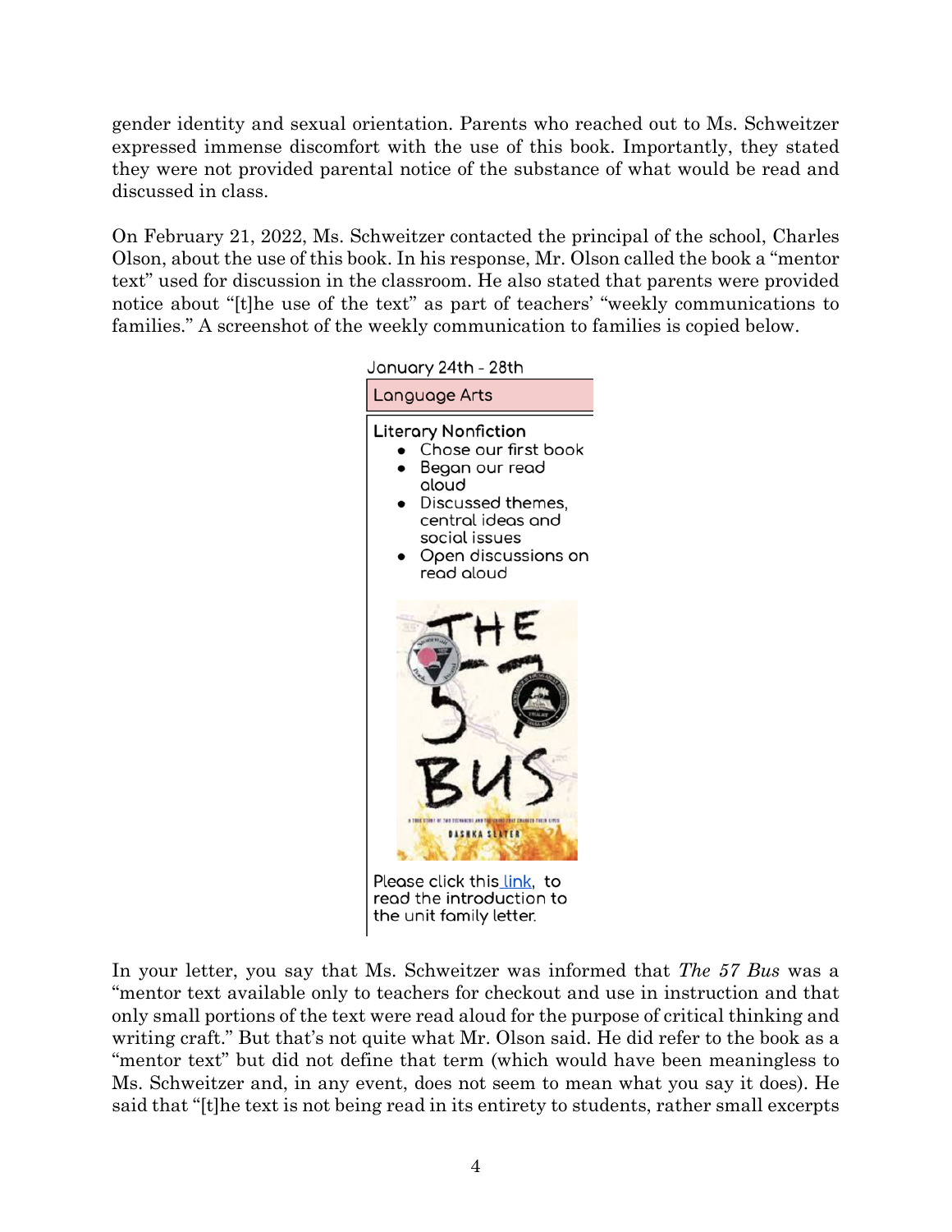gender identity and sexual orientation. Parents who reached out to Ms. Schweitzer expressed immense discomfort with the use of this book. Importantly, they stated they were not provided parental notice of the substance of what would be read and discussed in class.

On February 21, 2022, Ms. Schweitzer contacted the principal of the school, Charles Olson, about the use of this book. In his response, Mr. Olson called the book a "mentor text" used for discussion in the classroom. He also stated that parents were provided notice about "[t]he use of the text" as part of teachers' "weekly communications to families." A screenshot of the weekly communication to families is copied below.

January 24th - 28th

Language Arts

**Literary Nonfiction**

- Chose our first book
- Began our read aloud
- Discussed themes, central ideas and social issues
- Open discussions on read aloud

Please click this link, to read the introduction to the unit family letter.

In your letter, you say that Ms. Schweitzer was informed that *The 57 Bus* was a "mentor text available only to teachers for checkout and use in instruction and that only small portions of the text were read aloud for the purpose of critical thinking and writing craft." But that's not quite what Mr. Olson said. He did refer to the book as a "mentor text" but did not define that term (which would have been meaningless to Ms. Schweitzer and, in any event, does not seem to mean what you say it does). He said that "[t]he text is not being read in its entirety to students, rather small excerpts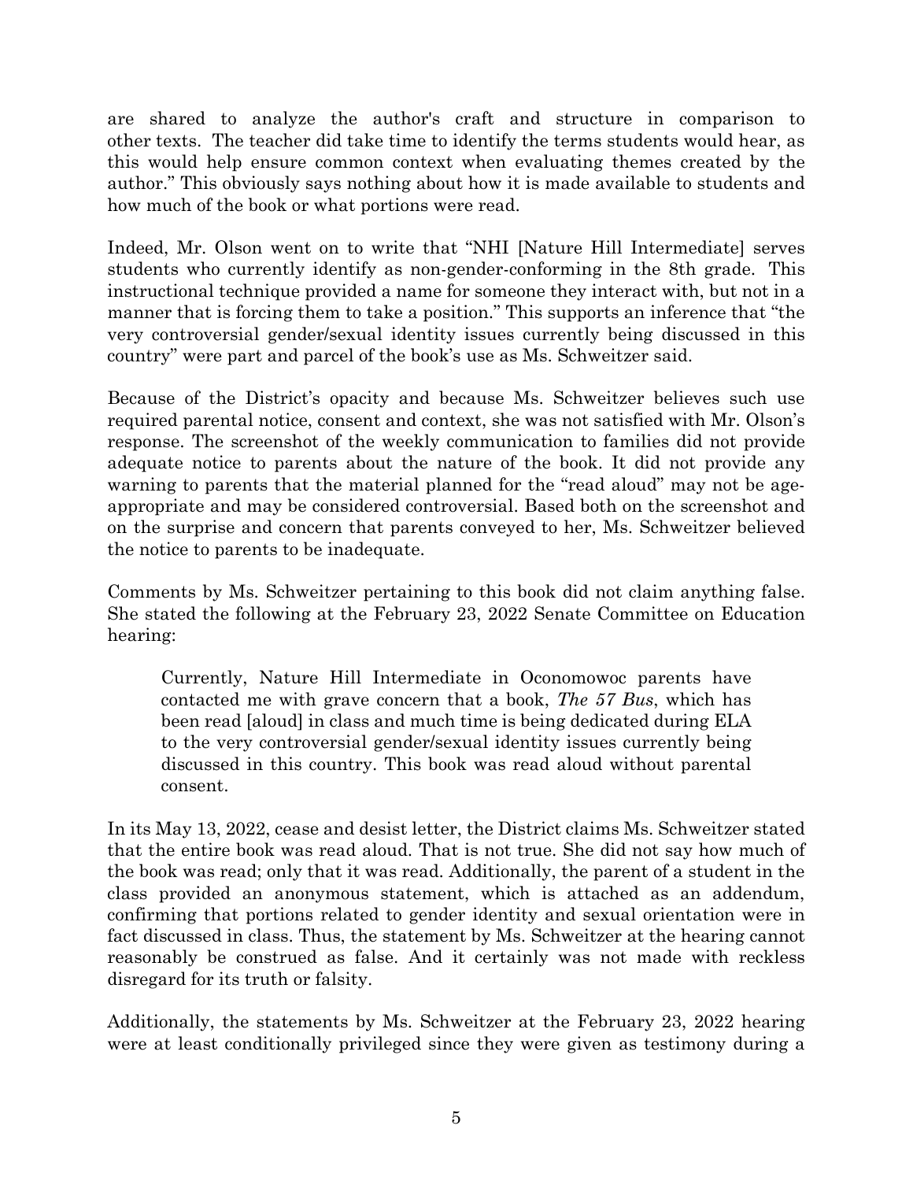are shared to analyze the author's craft and structure in comparison to other texts. The teacher did take time to identify the terms students would hear, as this would help ensure common context when evaluating themes created by the author." This obviously says nothing about how it is made available to students and how much of the book or what portions were read.

Indeed, Mr. Olson went on to write that "NHI [Nature Hill Intermediate] serves students who currently identify as non-gender-conforming in the 8th grade. This instructional technique provided a name for someone they interact with, but not in a manner that is forcing them to take a position." This supports an inference that "the very controversial gender/sexual identity issues currently being discussed in this country" were part and parcel of the book's use as Ms. Schweitzer said.

Because of the District's opacity and because Ms. Schweitzer believes such use required parental notice, consent and context, she was not satisfied with Mr. Olson's response. The screenshot of the weekly communication to families did not provide adequate notice to parents about the nature of the book. It did not provide any warning to parents that the material planned for the "read aloud" may not be age-appropriate and may be considered controversial. Based both on the screenshot and on the surprise and concern that parents conveyed to her, Ms. Schweitzer believed the notice to parents to be inadequate.

Comments by Ms. Schweitzer pertaining to this book did not claim anything false. She stated the following at the February 23, 2022 Senate Committee on Education hearing:

> Currently, Nature Hill Intermediate in Oconomowoc parents have contacted me with grave concern that a book, *The 57 Bus*, which has been read [aloud] in class and much time is being dedicated during ELA to the very controversial gender/sexual identity issues currently being discussed in this country. This book was read aloud without parental consent.

In its May 13, 2022, cease and desist letter, the District claims Ms. Schweitzer stated that the entire book was read aloud. That is not true. She did not say how much of the book was read; only that it was read. Additionally, the parent of a student in the class provided an anonymous statement, which is attached as an addendum, confirming that portions related to gender identity and sexual orientation were in fact discussed in class. Thus, the statement by Ms. Schweitzer at the hearing cannot reasonably be construed as false. And it certainly was not made with reckless disregard for its truth or falsity.

Additionally, the statements by Ms. Schweitzer at the February 23, 2022 hearing were at least conditionally privileged since they were given as testimony during a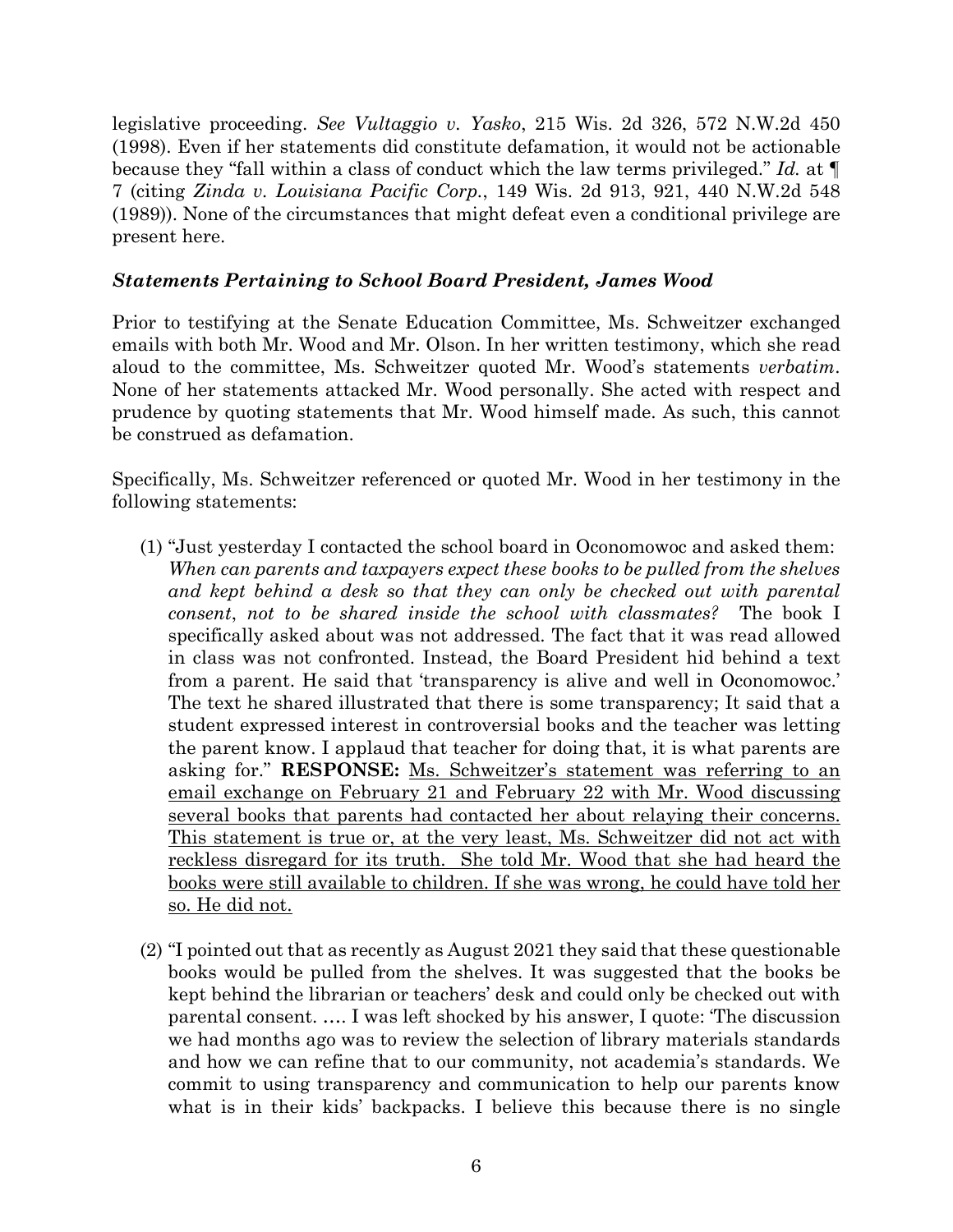legislative proceeding. *See Vultaggio v. Yasko*, 215 Wis. 2d 326, 572 N.W.2d 450 (1998). Even if her statements did constitute defamation, it would not be actionable because they "fall within a class of conduct which the law terms privileged." *Id.* at ¶ 7 (citing *Zinda v. Louisiana Pacific Corp.*, 149 Wis. 2d 913, 921, 440 N.W.2d 548 (1989)). None of the circumstances that might defeat even a conditional privilege are present here.

### ***Statements Pertaining to School Board President, James Wood***

Prior to testifying at the Senate Education Committee, Ms. Schweitzer exchanged emails with both Mr. Wood and Mr. Olson. In her written testimony, which she read aloud to the committee, Ms. Schweitzer quoted Mr. Wood's statements *verbatim*. None of her statements attacked Mr. Wood personally. She acted with respect and prudence by quoting statements that Mr. Wood himself made. As such, this cannot be construed as defamation.

Specifically, Ms. Schweitzer referenced or quoted Mr. Wood in her testimony in the following statements:

(1) "Just yesterday I contacted the school board in Oconomowoc and asked them: *When can parents and taxpayers expect these books to be pulled from the shelves and kept behind a desk so that they can only be checked out with parental consent*, *not to be shared inside the school with classmates?* The book I specifically asked about was not addressed. The fact that it was read allowed in class was not confronted. Instead, the Board President hid behind a text from a parent. He said that 'transparency is alive and well in Oconomowoc.' The text he shared illustrated that there is some transparency; It said that a student expressed interest in controversial books and the teacher was letting the parent know. I applaud that teacher for doing that, it is what parents are asking for." **RESPONSE:** <u>Ms. Schweitzer's statement was referring to an email exchange on February 21 and February 22 with Mr. Wood discussing several books that parents had contacted her about relaying their concerns. This statement is true or, at the very least, Ms. Schweitzer did not act with reckless disregard for its truth. She told Mr. Wood that she had heard the books were still available to children. If she was wrong, he could have told her so. He did not.</u>

(2) "I pointed out that as recently as August 2021 they said that these questionable books would be pulled from the shelves. It was suggested that the books be kept behind the librarian or teachers' desk and could only be checked out with parental consent. …. I was left shocked by his answer, I quote: 'The discussion we had months ago was to review the selection of library materials standards and how we can refine that to our community, not academia's standards. We commit to using transparency and communication to help our parents know what is in their kids' backpacks. I believe this because there is no single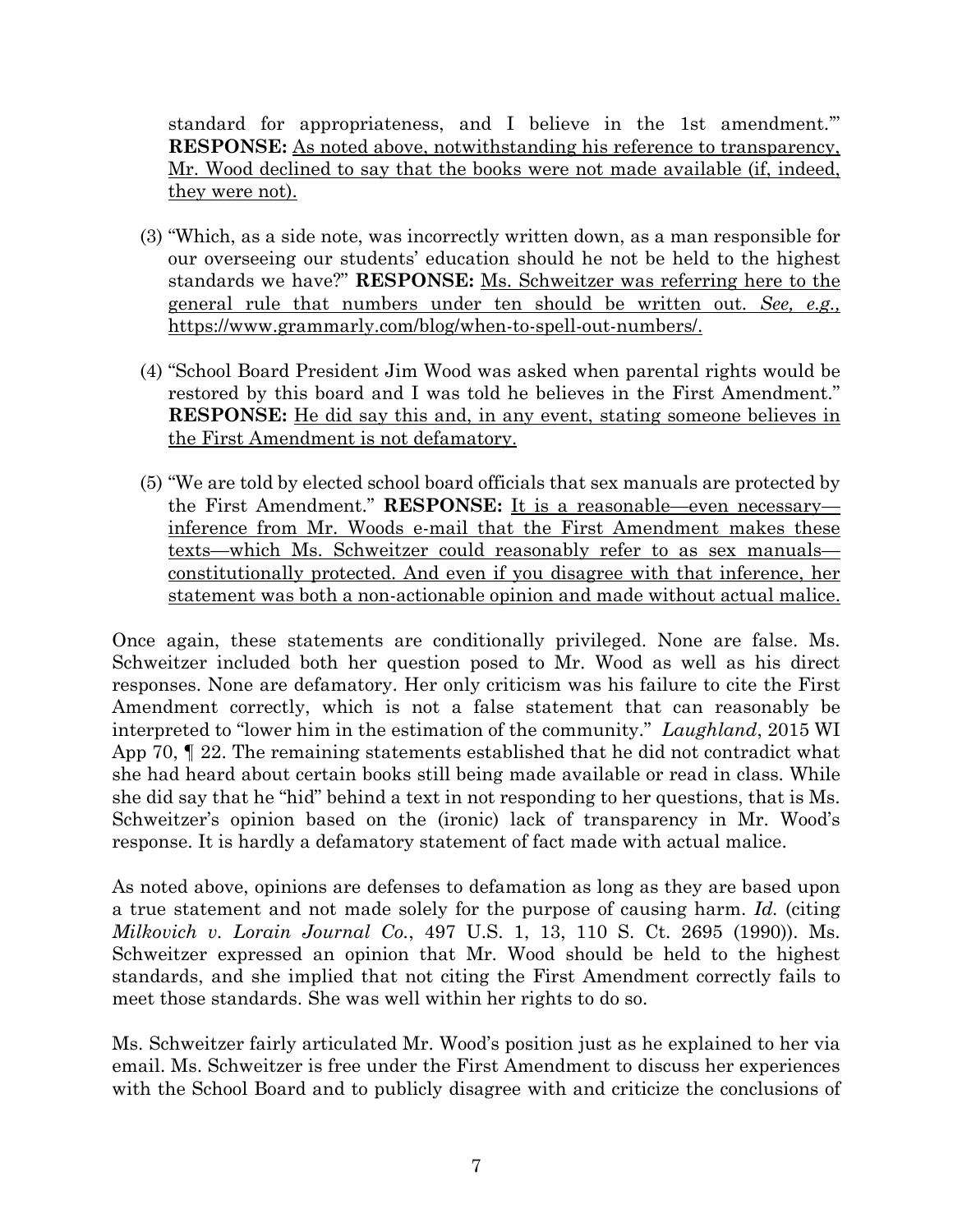standard for appropriateness, and I believe in the 1st amendment.'" **RESPONSE:** As noted above, notwithstanding his reference to transparency, Mr. Wood declined to say that the books were not made available (if, indeed, they were not).

(3) "Which, as a side note, was incorrectly written down, as a man responsible for our overseeing our students' education should he not be held to the highest standards we have?" **RESPONSE:** Ms. Schweitzer was referring here to the general rule that numbers under ten should be written out. *See, e.g.*, https://www.grammarly.com/blog/when-to-spell-out-numbers/.

(4) "School Board President Jim Wood was asked when parental rights would be restored by this board and I was told he believes in the First Amendment." **RESPONSE:** He did say this and, in any event, stating someone believes in the First Amendment is not defamatory.

(5) "We are told by elected school board officials that sex manuals are protected by the First Amendment." **RESPONSE:** It is a reasonable—even necessary—inference from Mr. Woods e-mail that the First Amendment makes these texts—which Ms. Schweitzer could reasonably refer to as sex manuals—constitutionally protected. And even if you disagree with that inference, her statement was both a non-actionable opinion and made without actual malice.

Once again, these statements are conditionally privileged. None are false. Ms. Schweitzer included both her question posed to Mr. Wood as well as his direct responses. None are defamatory. Her only criticism was his failure to cite the First Amendment correctly, which is not a false statement that can reasonably be interpreted to "lower him in the estimation of the community." *Laughland*, 2015 WI App 70, ¶ 22. The remaining statements established that he did not contradict what she had heard about certain books still being made available or read in class. While she did say that he "hid" behind a text in not responding to her questions, that is Ms. Schweitzer's opinion based on the (ironic) lack of transparency in Mr. Wood's response. It is hardly a defamatory statement of fact made with actual malice.

As noted above, opinions are defenses to defamation as long as they are based upon a true statement and not made solely for the purpose of causing harm. *Id.* (citing *Milkovich v. Lorain Journal Co.*, 497 U.S. 1, 13, 110 S. Ct. 2695 (1990)). Ms. Schweitzer expressed an opinion that Mr. Wood should be held to the highest standards, and she implied that not citing the First Amendment correctly fails to meet those standards. She was well within her rights to do so.

Ms. Schweitzer fairly articulated Mr. Wood's position just as he explained to her via email. Ms. Schweitzer is free under the First Amendment to discuss her experiences with the School Board and to publicly disagree with and criticize the conclusions of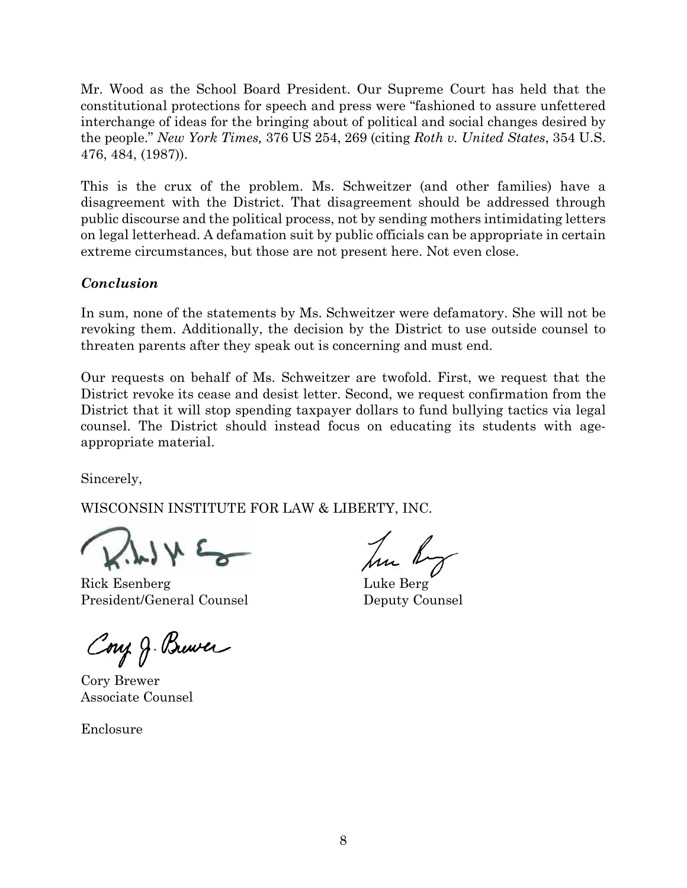Mr. Wood as the School Board President. Our Supreme Court has held that the constitutional protections for speech and press were "fashioned to assure unfettered interchange of ideas for the bringing about of political and social changes desired by the people." *New York Times,* 376 US 254, 269 (citing *Roth v. United States*, 354 U.S. 476, 484, (1987)).

This is the crux of the problem. Ms. Schweitzer (and other families) have a disagreement with the District. That disagreement should be addressed through public discourse and the political process, not by sending mothers intimidating letters on legal letterhead. A defamation suit by public officials can be appropriate in certain extreme circumstances, but those are not present here. Not even close.

***Conclusion***

In sum, none of the statements by Ms. Schweitzer were defamatory. She will not be revoking them. Additionally, the decision by the District to use outside counsel to threaten parents after they speak out is concerning and must end.

Our requests on behalf of Ms. Schweitzer are twofold. First, we request that the District revoke its cease and desist letter. Second, we request confirmation from the District that it will stop spending taxpayer dollars to fund bullying tactics via legal counsel. The District should instead focus on educating its students with age-appropriate material.

Sincerely,

WISCONSIN INSTITUTE FOR LAW & LIBERTY, INC.

Rick Esenberg
President/General Counsel

Luke Berg
Deputy Counsel

Cory Brewer
Associate Counsel

Enclosure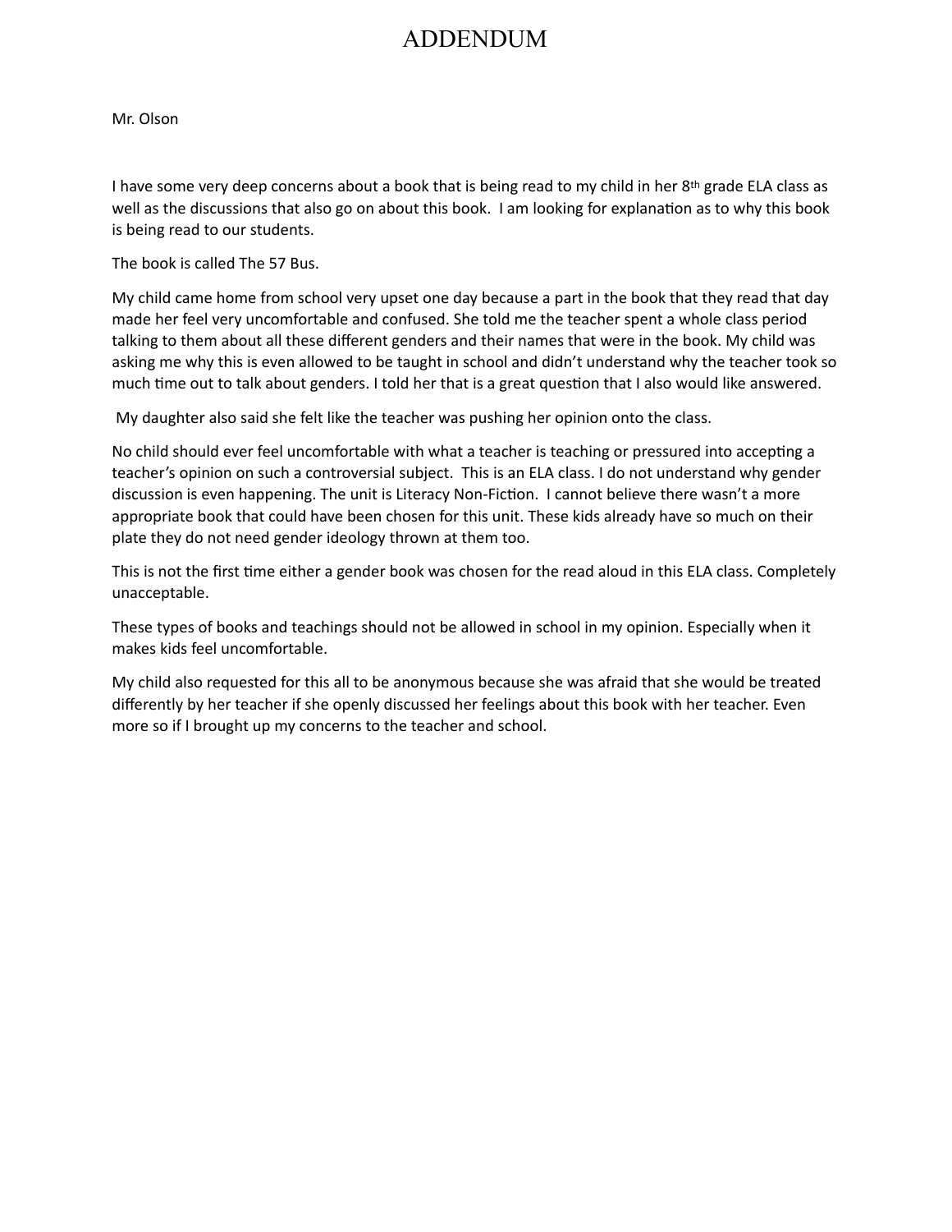# ADDENDUM

Mr. Olson

I have some very deep concerns about a book that is being read to my child in her 8th grade ELA class as well as the discussions that also go on about this book. I am looking for explanation as to why this book is being read to our students.

The book is called The 57 Bus.

My child came home from school very upset one day because a part in the book that they read that day made her feel very uncomfortable and confused. She told me the teacher spent a whole class period talking to them about all these different genders and their names that were in the book. My child was asking me why this is even allowed to be taught in school and didn't understand why the teacher took so much time out to talk about genders. I told her that is a great question that I also would like answered.

My daughter also said she felt like the teacher was pushing her opinion onto the class.

No child should ever feel uncomfortable with what a teacher is teaching or pressured into accepting a teacher's opinion on such a controversial subject. This is an ELA class. I do not understand why gender discussion is even happening. The unit is Literacy Non-Fiction. I cannot believe there wasn't a more appropriate book that could have been chosen for this unit. These kids already have so much on their plate they do not need gender ideology thrown at them too.

This is not the first time either a gender book was chosen for the read aloud in this ELA class. Completely unacceptable.

These types of books and teachings should not be allowed in school in my opinion. Especially when it makes kids feel uncomfortable.

My child also requested for this all to be anonymous because she was afraid that she would be treated differently by her teacher if she openly discussed her feelings about this book with her teacher. Even more so if I brought up my concerns to the teacher and school.